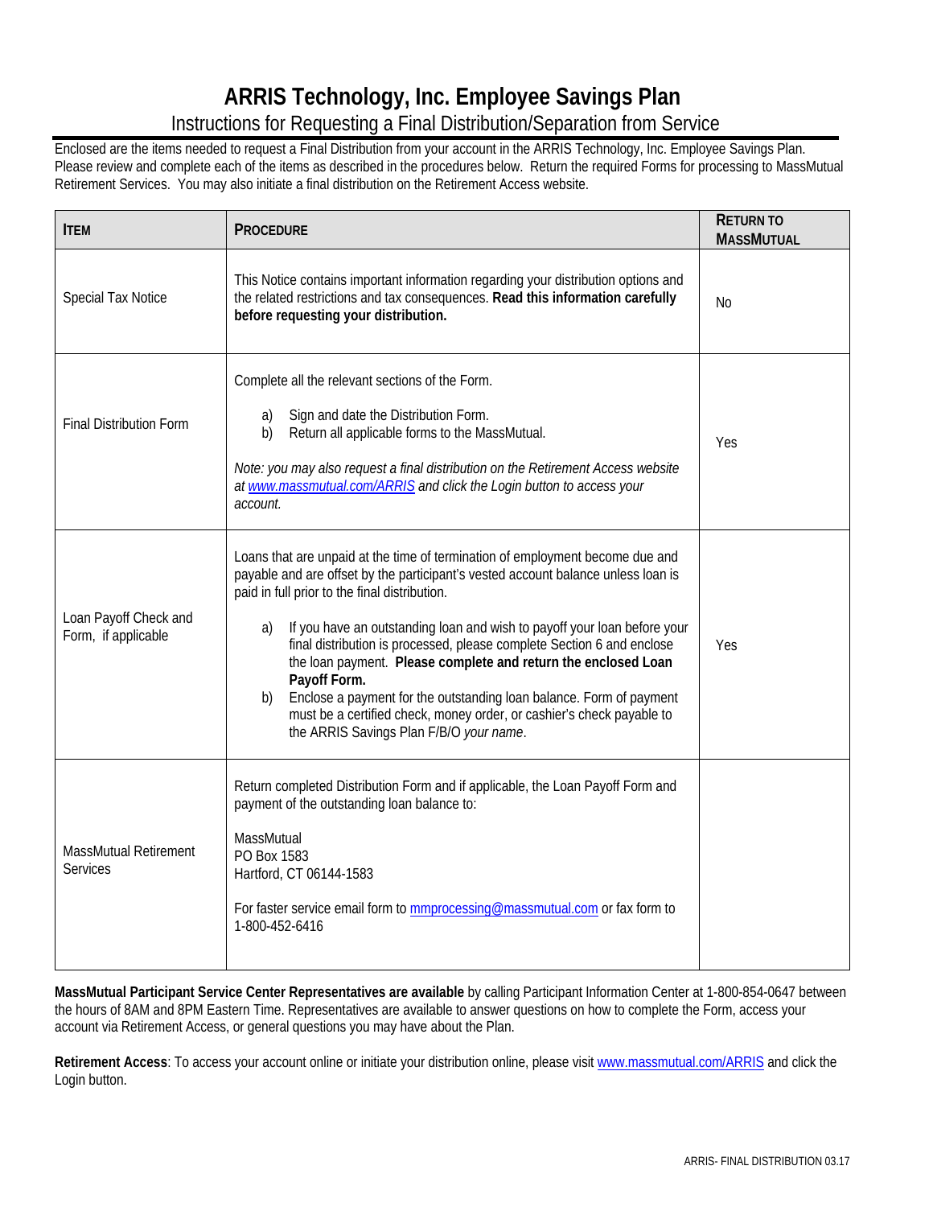# ARRIS Technology, Inc. Employee Savings Plan

## Instructions for Requesting a Final Distribution/Separation from Service

Enclosed are the items needed to request a Final Distribution from your account in the ARRIS Technology, Inc. Employee Savings Plan. Please review and complete each of the items as described in the procedures below. Return the required Forms for processing to MassMutual Retirement Services. You may also initiate a final distribution on the Retirement Access website.

| ITEM | PROCEDURE | RETURN TO MASSMUTUAL |
|---|---|---|
| Special Tax Notice | This Notice contains important information regarding your distribution options and the related restrictions and tax consequences. **Read this information carefully before requesting your distribution.** | No |
| Final Distribution Form | Complete all the relevant sections of the Form.<br><br>a) Sign and date the Distribution Form.<br>b) Return all applicable forms to the MassMutual.<br><br>*Note: you may also request a final distribution on the Retirement Access website at [www.massmutual.com/ARRIS](www.massmutual.com/ARRIS) and click the Login button to access your account.* | Yes |
| Loan Payoff Check and Form, if applicable | Loans that are unpaid at the time of termination of employment become due and payable and are offset by the participant's vested account balance unless loan is paid in full prior to the final distribution.<br><br>a) If you have an outstanding loan and wish to payoff your loan before your final distribution is processed, please complete Section 6 and enclose the loan payment. **Please complete and return the enclosed Loan Payoff Form.**<br>b) Enclose a payment for the outstanding loan balance. Form of payment must be a certified check, money order, or cashier's check payable to the ARRIS Savings Plan F/B/O *your name*. | Yes |
| MassMutual Retirement Services | Return completed Distribution Form and if applicable, the Loan Payoff Form and payment of the outstanding loan balance to:<br><br>MassMutual<br>PO Box 1583<br>Hartford, CT 06144-1583<br><br>For faster service email form to mmprocessing@massmutual.com or fax form to 1-800-452-6416 | |

**MassMutual Participant Service Center Representatives are available** by calling Participant Information Center at 1-800-854-0647 between the hours of 8AM and 8PM Eastern Time. Representatives are available to answer questions on how to complete the Form, access your account via Retirement Access, or general questions you may have about the Plan.

**Retirement Access**: To access your account online or initiate your distribution online, please visit [www.massmutual.com/ARRIS](www.massmutual.com/ARRIS) and click the Login button.

ARRIS- FINAL DISTRIBUTION 03.17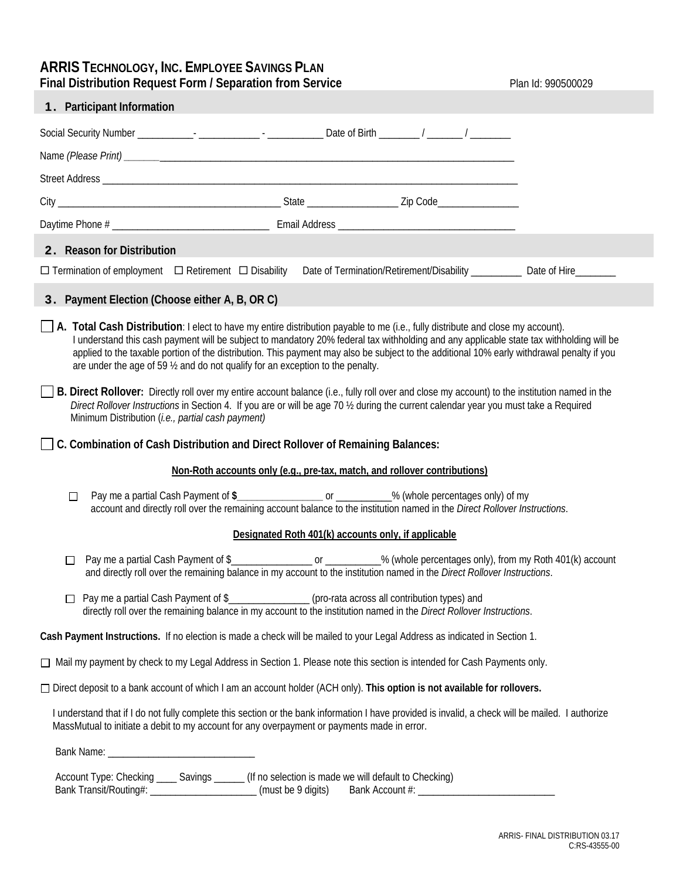# ARRIS TECHNOLOGY, INC. EMPLOYEE SAVINGS PLAN

**Final Distribution Request Form / Separation from Service** Plan Id: 990500029

## 1. Participant Information

Social Security Number ___________- ____________ - ___________ Date of Birth ________ / _______ / ________

Name *(Please Print)* ___________________________________________________________________________

Street Address ___________________________________________________________________________

City _____________________________________________ State _________________ Zip Code________________

Daytime Phone # _______________________________ Email Address ___________________________________

## 2. Reason for Distribution

☐ Termination of employment ☐ Retirement ☐ Disability Date of Termination/Retirement/Disability __________ Date of Hire________

## 3. Payment Election (Choose either A, B, OR C)

☐ **A. Total Cash Distribution**: I elect to have my entire distribution payable to me (i.e., fully distribute and close my account). I understand this cash payment will be subject to mandatory 20% federal tax withholding and any applicable state tax withholding will be applied to the taxable portion of the distribution. This payment may also be subject to the additional 10% early withdrawal penalty if you are under the age of 59 ½ and do not qualify for an exception to the penalty.

☐ **B. Direct Rollover:** Directly roll over my entire account balance (i.e., fully roll over and close my account) to the institution named in the *Direct Rollover Instructions* in Section 4. If you are or will be age 70 ½ during the current calendar year you must take a Required Minimum Distribution (*i.e., partial cash payment)*

☐ **C. Combination of Cash Distribution and Direct Rollover of Remaining Balances:**

**Non-Roth accounts only (e.g., pre-tax, match, and rollover contributions)**

☐ Pay me a partial Cash Payment of **$**_________________ or ___________% (whole percentages only) of my account and directly roll over the remaining account balance to the institution named in the *Direct Rollover Instructions*.

**Designated Roth 401(k) accounts only, if applicable**

☐ Pay me a partial Cash Payment of $________________ or ___________% (whole percentages only), from my Roth 401(k) account and directly roll over the remaining balance in my account to the institution named in the *Direct Rollover Instructions*.

☐ Pay me a partial Cash Payment of $________________ (pro-rata across all contribution types) and directly roll over the remaining balance in my account to the institution named in the *Direct Rollover Instructions*.

**Cash Payment Instructions.** If no election is made a check will be mailed to your Legal Address as indicated in Section 1.

☐ Mail my payment by check to my Legal Address in Section 1. Please note this section is intended for Cash Payments only.

☐ Direct deposit to a bank account of which I am an account holder (ACH only). **This option is not available for rollovers.**

I understand that if I do not fully complete this section or the bank information I have provided is invalid, a check will be mailed. I authorize MassMutual to initiate a debit to my account for any overpayment or payments made in error.

Bank Name: ______________________________

Account Type: Checking ____ Savings ______ (If no selection is made we will default to Checking)
Bank Transit/Routing#: ______________________ (must be 9 digits) Bank Account #: ____________________________

ARRIS- FINAL DISTRIBUTION 03.17
C:RS-43555-00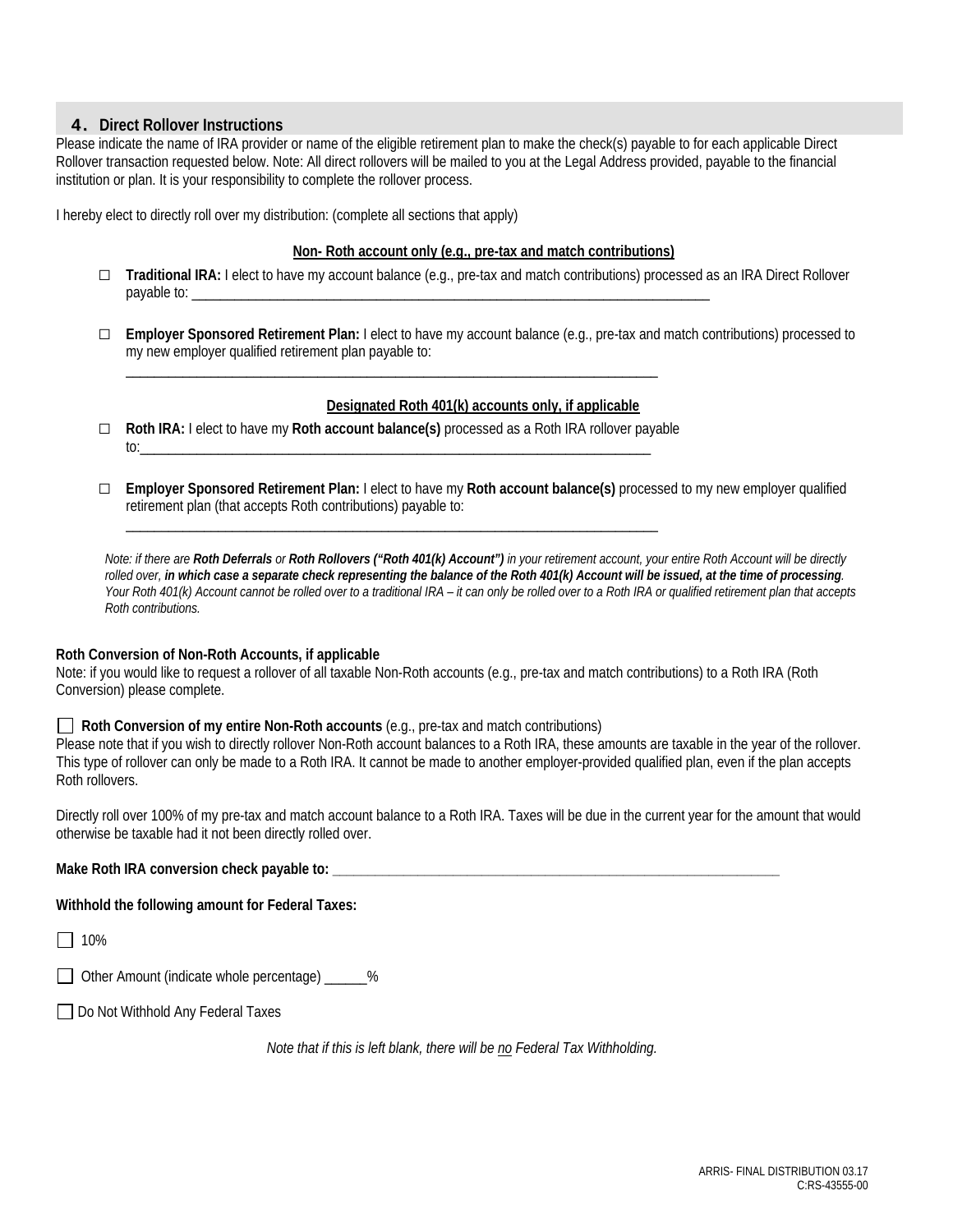## 4. Direct Rollover Instructions

Please indicate the name of IRA provider or name of the eligible retirement plan to make the check(s) payable to for each applicable Direct Rollover transaction requested below. Note: All direct rollovers will be mailed to you at the Legal Address provided, payable to the financial institution or plan. It is your responsibility to complete the rollover process.

I hereby elect to directly roll over my distribution: (complete all sections that apply)

**Non- Roth account only (e.g., pre-tax and match contributions)**

☐ **Traditional IRA:** I elect to have my account balance (e.g., pre-tax and match contributions) processed as an IRA Direct Rollover payable to: ___________________________________________________________________________

☐ **Employer Sponsored Retirement Plan:** I elect to have my account balance (e.g., pre-tax and match contributions) processed to my new employer qualified retirement plan payable to:

___________________________________________________________________________

**Designated Roth 401(k) accounts only, if applicable**

☐ **Roth IRA:** I elect to have my **Roth account balance(s)** processed as a Roth IRA rollover payable to:___________________________________________________________________________

☐ **Employer Sponsored Retirement Plan:** I elect to have my **Roth account balance(s)** processed to my new employer qualified retirement plan (that accepts Roth contributions) payable to:

___________________________________________________________________________

*Note: if there are **Roth Deferrals** or **Roth Rollovers ("Roth 401(k) Account")** in your retirement account, your entire Roth Account will be directly rolled over, **in which case a separate check representing the balance of the Roth 401(k) Account will be issued, at the time of processing**. Your Roth 401(k) Account cannot be rolled over to a traditional IRA – it can only be rolled over to a Roth IRA or qualified retirement plan that accepts Roth contributions.*

**Roth Conversion of Non-Roth Accounts, if applicable**

Note: if you would like to request a rollover of all taxable Non-Roth accounts (e.g., pre-tax and match contributions) to a Roth IRA (Roth Conversion) please complete.

☐ **Roth Conversion of my entire Non-Roth accounts** (e.g., pre-tax and match contributions)

Please note that if you wish to directly rollover Non-Roth account balances to a Roth IRA, these amounts are taxable in the year of the rollover. This type of rollover can only be made to a Roth IRA. It cannot be made to another employer-provided qualified plan, even if the plan accepts Roth rollovers.

Directly roll over 100% of my pre-tax and match account balance to a Roth IRA. Taxes will be due in the current year for the amount that would otherwise be taxable had it not been directly rolled over.

**Make Roth IRA conversion check payable to:** ___________________________________________________________________

**Withhold the following amount for Federal Taxes:**

☐ 10%

☐ Other Amount (indicate whole percentage) ______%

☐ Do Not Withhold Any Federal Taxes

*Note that if this is left blank, there will be no Federal Tax Withholding.*

ARRIS- FINAL DISTRIBUTION 03.17
C:RS-43555-00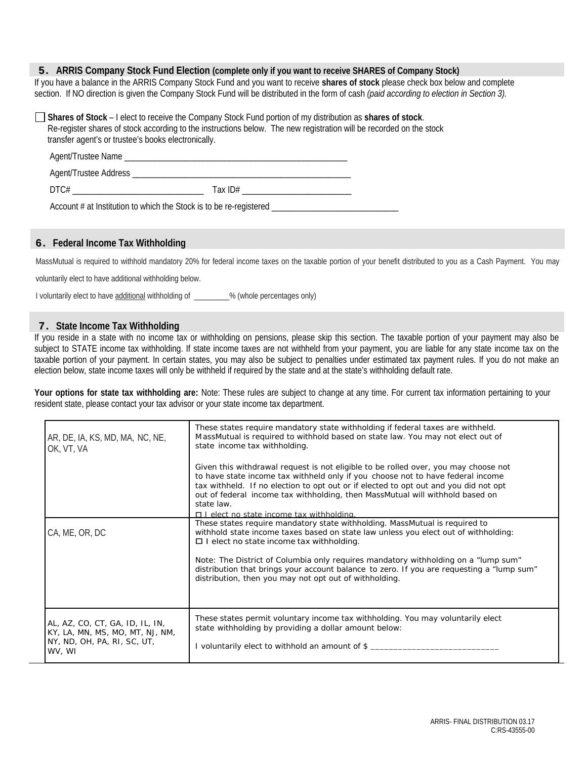## 5. ARRIS Company Stock Fund Election (complete only if you want to receive SHARES of Company Stock)

If you have a balance in the ARRIS Company Stock Fund and you want to receive **shares of stock** please check box below and complete section. If NO direction is given the Company Stock Fund will be distributed in the form of cash *(paid according to election in Section 3).*

☐ **Shares of Stock** – I elect to receive the Company Stock Fund portion of my distribution as **shares of stock**. Re-register shares of stock according to the instructions below. The new registration will be recorded on the stock transfer agent's or trustee's books electronically.

Agent/Trustee Name ____________________________________________________

Agent/Trustee Address ____________________________________________________

DTC# ______________________________ Tax ID# _________________________

Account # at Institution to which the Stock is to be re-registered _____________________________

## 6. Federal Income Tax Withholding

MassMutual is required to withhold mandatory 20% for federal income taxes on the taxable portion of your benefit distributed to you as a Cash Payment. You may voluntarily elect to have additional withholding below.

I voluntarily elect to have additional withholding of _________% (whole percentages only)

## 7. State Income Tax Withholding

If you reside in a state with no income tax or withholding on pensions, please skip this section. The taxable portion of your payment may also be subject to STATE income tax withholding. If state income taxes are not withheld from your payment, you are liable for any state income tax on the taxable portion of your payment. In certain states, you may also be subject to penalties under estimated tax payment rules. If you do not make an election below, state income taxes will only be withheld if required by the state and at the state's withholding default rate.

**Your options for state tax withholding are:** Note: These rules are subject to change at any time. For current tax information pertaining to your resident state, please contact your tax advisor or your state income tax department.

| States | Options |
|---|---|
| AR, DE, IA, KS, MD, MA, NC, NE, OK, VT, VA | These states require mandatory state withholding if federal taxes are withheld. MassMutual is required to withhold based on state law. You may not elect out of state income tax withholding.<br><br>Given this withdrawal request is not eligible to be rolled over, you may choose not to have state income tax withheld only if you choose not to have federal income tax withheld. If no election to opt out or if elected to opt out and you did not opt out of federal income tax withholding, then MassMutual will withhold based on state law.<br>☐ I elect no state income tax withholding. |
| CA, ME, OR, DC | These states require mandatory state withholding. MassMutual is required to withhold state income taxes based on state law unless you elect out of withholding:<br>☐ I elect no state income tax withholding.<br><br>Note: The District of Columbia only requires mandatory withholding on a "lump sum" distribution that brings your account balance to zero. If you are requesting a "lump sum" distribution, then you may not opt out of withholding. |
| AL, AZ, CO, CT, GA, ID, IL, IN, KY, LA, MN, MS, MO, MT, NJ, NM, NY, ND, OH, PA, RI, SC, UT, WV, WI | These states permit voluntary income tax withholding. You may voluntarily elect state withholding by providing a dollar amount below:<br><br>I voluntarily elect to withhold an amount of $ ____________________________ |

ARRIS- FINAL DISTRIBUTION 03.17
C:RS-43555-00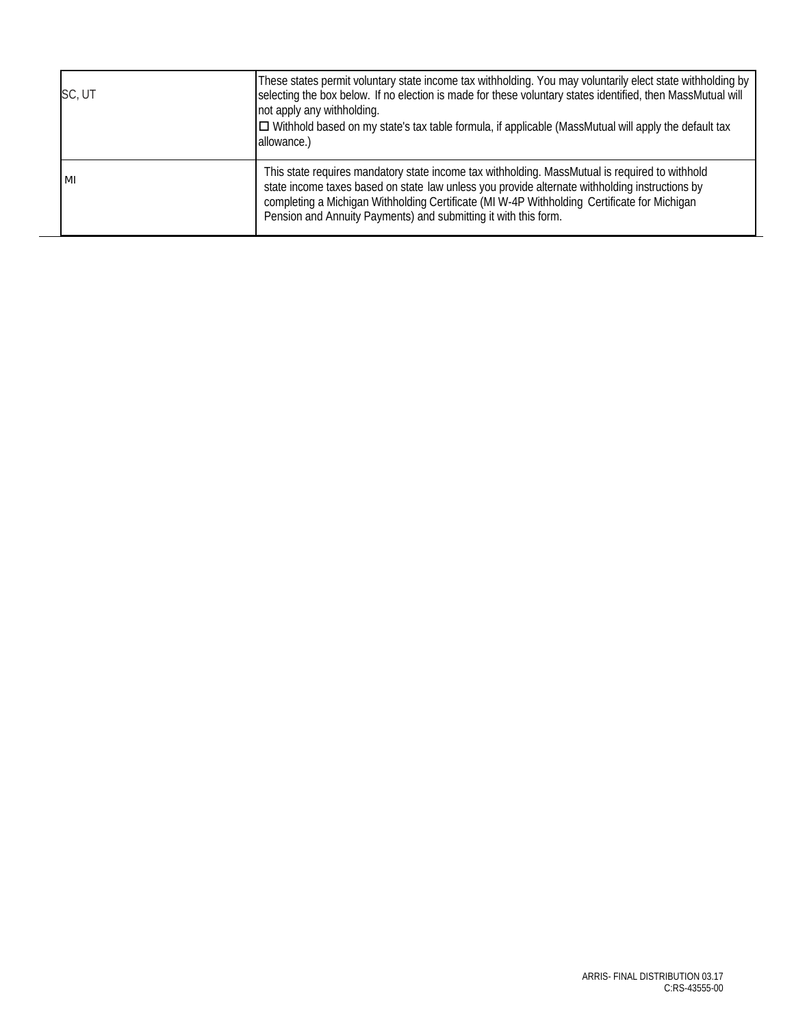| | |
|---|---|
| SC, UT | These states permit voluntary state income tax withholding. You may voluntarily elect state withholding by selecting the box below. If no election is made for these voluntary states identified, then MassMutual will not apply any withholding.<br>☐ Withhold based on my state's tax table formula, if applicable (MassMutual will apply the default tax allowance.) |
| MI | This state requires mandatory state income tax withholding. MassMutual is required to withhold state income taxes based on state law unless you provide alternate withholding instructions by completing a Michigan Withholding Certificate (MI W-4P Withholding Certificate for Michigan Pension and Annuity Payments) and submitting it with this form. |

ARRIS- FINAL DISTRIBUTION 03.17
C:RS-43555-00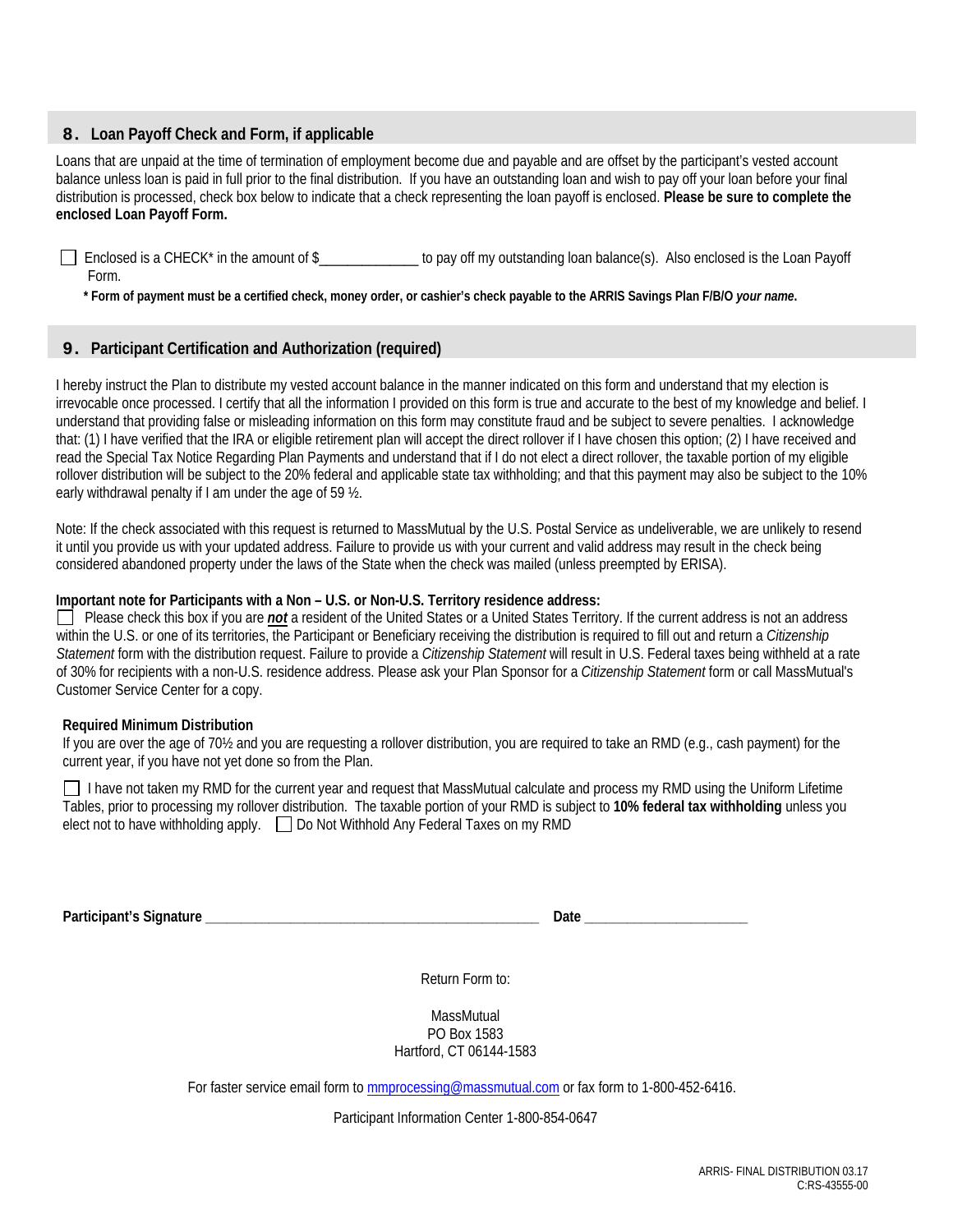## 8. Loan Payoff Check and Form, if applicable

Loans that are unpaid at the time of termination of employment become due and payable and are offset by the participant's vested account balance unless loan is paid in full prior to the final distribution. If you have an outstanding loan and wish to pay off your loan before your final distribution is processed, check box below to indicate that a check representing the loan payoff is enclosed. **Please be sure to complete the enclosed Loan Payoff Form.**

☐ Enclosed is a CHECK* in the amount of $______________ to pay off my outstanding loan balance(s). Also enclosed is the Loan Payoff Form.

**\* Form of payment must be a certified check, money order, or cashier's check payable to the ARRIS Savings Plan F/B/O *your name*.**

## 9. Participant Certification and Authorization (required)

I hereby instruct the Plan to distribute my vested account balance in the manner indicated on this form and understand that my election is irrevocable once processed. I certify that all the information I provided on this form is true and accurate to the best of my knowledge and belief. I understand that providing false or misleading information on this form may constitute fraud and be subject to severe penalties. I acknowledge that: (1) I have verified that the IRA or eligible retirement plan will accept the direct rollover if I have chosen this option; (2) I have received and read the Special Tax Notice Regarding Plan Payments and understand that if I do not elect a direct rollover, the taxable portion of my eligible rollover distribution will be subject to the 20% federal and applicable state tax withholding; and that this payment may also be subject to the 10% early withdrawal penalty if I am under the age of 59 ½.

Note: If the check associated with this request is returned to MassMutual by the U.S. Postal Service as undeliverable, we are unlikely to resend it until you provide us with your updated address. Failure to provide us with your current and valid address may result in the check being considered abandoned property under the laws of the State when the check was mailed (unless preempted by ERISA).

**Important note for Participants with a Non – U.S. or Non-U.S. Territory residence address:**

☐ Please check this box if you are ***not*** a resident of the United States or a United States Territory. If the current address is not an address within the U.S. or one of its territories, the Participant or Beneficiary receiving the distribution is required to fill out and return a *Citizenship Statement* form with the distribution request. Failure to provide a *Citizenship Statement* will result in U.S. Federal taxes being withheld at a rate of 30% for recipients with a non-U.S. residence address. Please ask your Plan Sponsor for a *Citizenship Statement* form or call MassMutual's Customer Service Center for a copy.

**Required Minimum Distribution**

If you are over the age of 70½ and you are requesting a rollover distribution, you are required to take an RMD (e.g., cash payment) for the current year, if you have not yet done so from the Plan.

☐ I have not taken my RMD for the current year and request that MassMutual calculate and process my RMD using the Uniform Lifetime Tables, prior to processing my rollover distribution. The taxable portion of your RMD is subject to **10% federal tax withholding** unless you elect not to have withholding apply. ☐ Do Not Withhold Any Federal Taxes on my RMD

**Participant's Signature** ______________________________________________ **Date** ______________________

Return Form to:

MassMutual
PO Box 1583
Hartford, CT 06144-1583

For faster service email form to mmprocessing@massmutual.com or fax form to 1-800-452-6416.

Participant Information Center 1-800-854-0647

ARRIS- FINAL DISTRIBUTION 03.17
C:RS-43555-00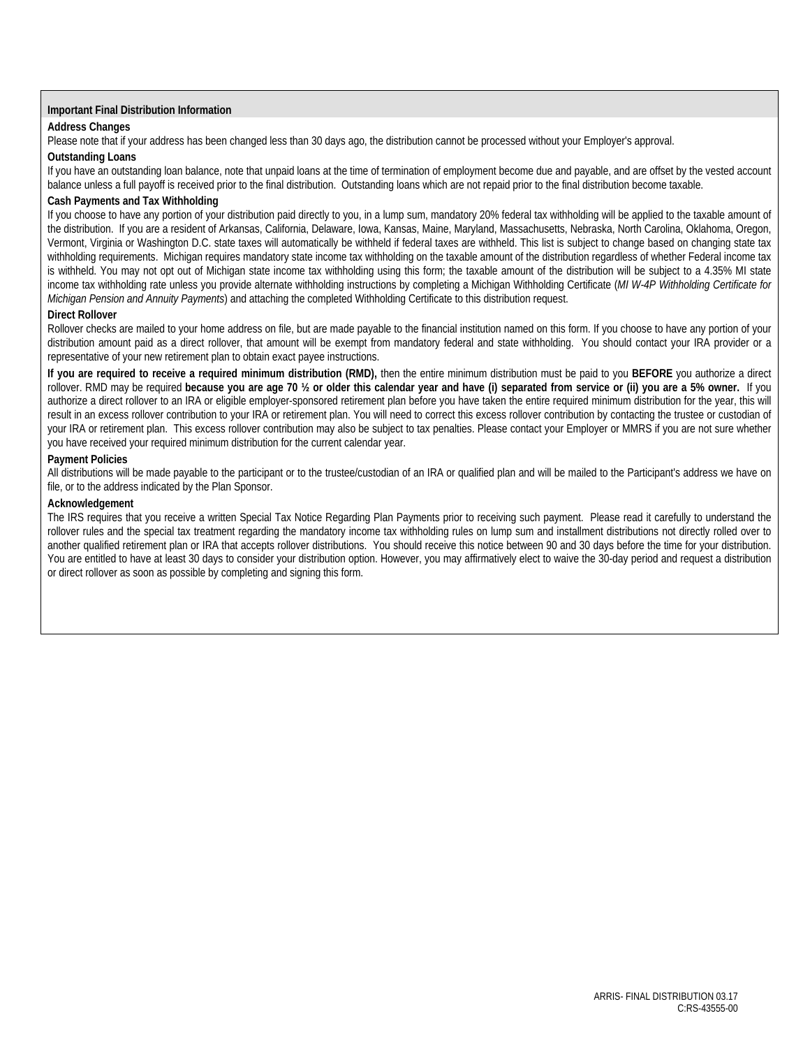## Important Final Distribution Information

**Address Changes**

Please note that if your address has been changed less than 30 days ago, the distribution cannot be processed without your Employer's approval.

**Outstanding Loans**

If you have an outstanding loan balance, note that unpaid loans at the time of termination of employment become due and payable, and are offset by the vested account balance unless a full payoff is received prior to the final distribution. Outstanding loans which are not repaid prior to the final distribution become taxable.

**Cash Payments and Tax Withholding**

If you choose to have any portion of your distribution paid directly to you, in a lump sum, mandatory 20% federal tax withholding will be applied to the taxable amount of the distribution. If you are a resident of Arkansas, California, Delaware, Iowa, Kansas, Maine, Maryland, Massachusetts, Nebraska, North Carolina, Oklahoma, Oregon, Vermont, Virginia or Washington D.C. state taxes will automatically be withheld if federal taxes are withheld. This list is subject to change based on changing state tax withholding requirements. Michigan requires mandatory state income tax withholding on the taxable amount of the distribution regardless of whether Federal income tax is withheld. You may not opt out of Michigan state income tax withholding using this form; the taxable amount of the distribution will be subject to a 4.35% MI state income tax withholding rate unless you provide alternate withholding instructions by completing a Michigan Withholding Certificate (*MI W-4P Withholding Certificate for Michigan Pension and Annuity Payments*) and attaching the completed Withholding Certificate to this distribution request.

**Direct Rollover**

Rollover checks are mailed to your home address on file, but are made payable to the financial institution named on this form. If you choose to have any portion of your distribution amount paid as a direct rollover, that amount will be exempt from mandatory federal and state withholding. You should contact your IRA provider or a representative of your new retirement plan to obtain exact payee instructions.

**If you are required to receive a required minimum distribution (RMD),** then the entire minimum distribution must be paid to you **BEFORE** you authorize a direct rollover. RMD may be required **because you are age 70 ½ or older this calendar year and have (i) separated from service or (ii) you are a 5% owner.** If you authorize a direct rollover to an IRA or eligible employer-sponsored retirement plan before you have taken the entire required minimum distribution for the year, this will result in an excess rollover contribution to your IRA or retirement plan. You will need to correct this excess rollover contribution by contacting the trustee or custodian of your IRA or retirement plan. This excess rollover contribution may also be subject to tax penalties. Please contact your Employer or MMRS if you are not sure whether you have received your required minimum distribution for the current calendar year.

**Payment Policies**

All distributions will be made payable to the participant or to the trustee/custodian of an IRA or qualified plan and will be mailed to the Participant's address we have on file, or to the address indicated by the Plan Sponsor.

**Acknowledgement**

The IRS requires that you receive a written Special Tax Notice Regarding Plan Payments prior to receiving such payment. Please read it carefully to understand the rollover rules and the special tax treatment regarding the mandatory income tax withholding rules on lump sum and installment distributions not directly rolled over to another qualified retirement plan or IRA that accepts rollover distributions. You should receive this notice between 90 and 30 days before the time for your distribution. You are entitled to have at least 30 days to consider your distribution option. However, you may affirmatively elect to waive the 30-day period and request a distribution or direct rollover as soon as possible by completing and signing this form.

ARRIS- FINAL DISTRIBUTION 03.17
C:RS-43555-00